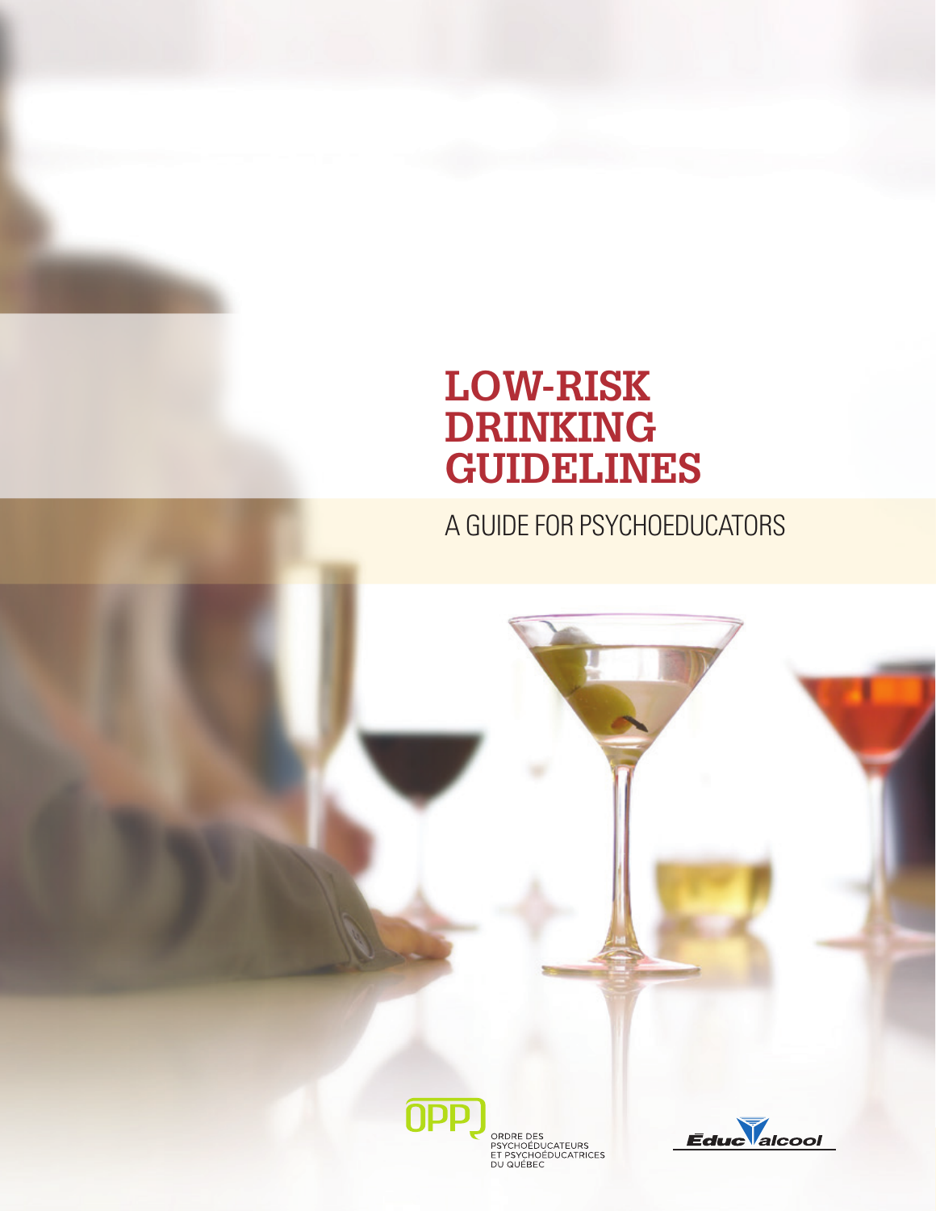# LOW-RISK DRINKING GUIDELINES

## A GUIDE FOR PSYCHOEDUCATORS

OPPQ

ORDRE DES PSYCHOÉDUCATEURS ET PSYCHOÉDUCATRICES DU QUÉBEC

Éduc'alcool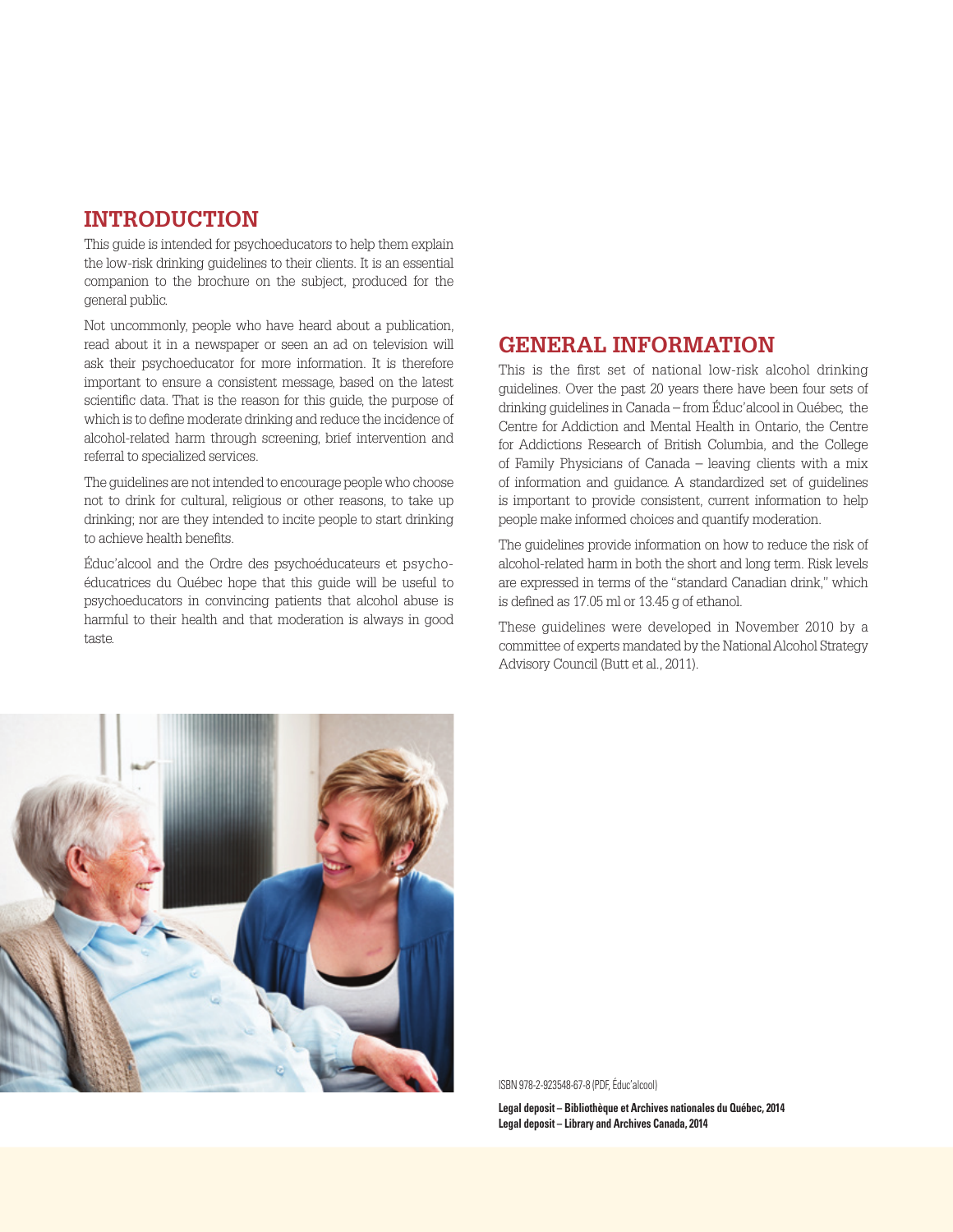## INTRODUCTION

This guide is intended for psychoeducators to help them explain the low-risk drinking guidelines to their clients. It is an essential companion to the brochure on the subject, produced for the general public.

Not uncommonly, people who have heard about a publication, read about it in a newspaper or seen an ad on television will ask their psychoeducator for more information. It is therefore important to ensure a consistent message, based on the latest scientific data. That is the reason for this guide, the purpose of which is to define moderate drinking and reduce the incidence of alcohol-related harm through screening, brief intervention and referral to specialized services.

The guidelines are not intended to encourage people who choose not to drink for cultural, religious or other reasons, to take up drinking; nor are they intended to incite people to start drinking to achieve health benefits.

Éduc'alcool and the Ordre des psychoéducateurs et psychoéducatrices du Québec hope that this guide will be useful to psychoeducators in convincing patients that alcohol abuse is harmful to their health and that moderation is always in good taste.

## GENERAL INFORMATION

This is the first set of national low-risk alcohol drinking guidelines. Over the past 20 years there have been four sets of drinking guidelines in Canada – from Éduc'alcool in Québec, the Centre for Addiction and Mental Health in Ontario, the Centre for Addictions Research of British Columbia, and the College of Family Physicians of Canada – leaving clients with a mix of information and guidance. A standardized set of guidelines is important to provide consistent, current information to help people make informed choices and quantify moderation.

The guidelines provide information on how to reduce the risk of alcohol-related harm in both the short and long term. Risk levels are expressed in terms of the "standard Canadian drink," which is defined as 17.05 ml or 13.45 g of ethanol.

These guidelines were developed in November 2010 by a committee of experts mandated by the National Alcohol Strategy Advisory Council (Butt et al., 2011).

ISBN 978-2-923548-67-8 (PDF, Éduc'alcool)

**Legal deposit – Bibliothèque et Archives nationales du Québec, 2014**
**Legal deposit – Library and Archives Canada, 2014**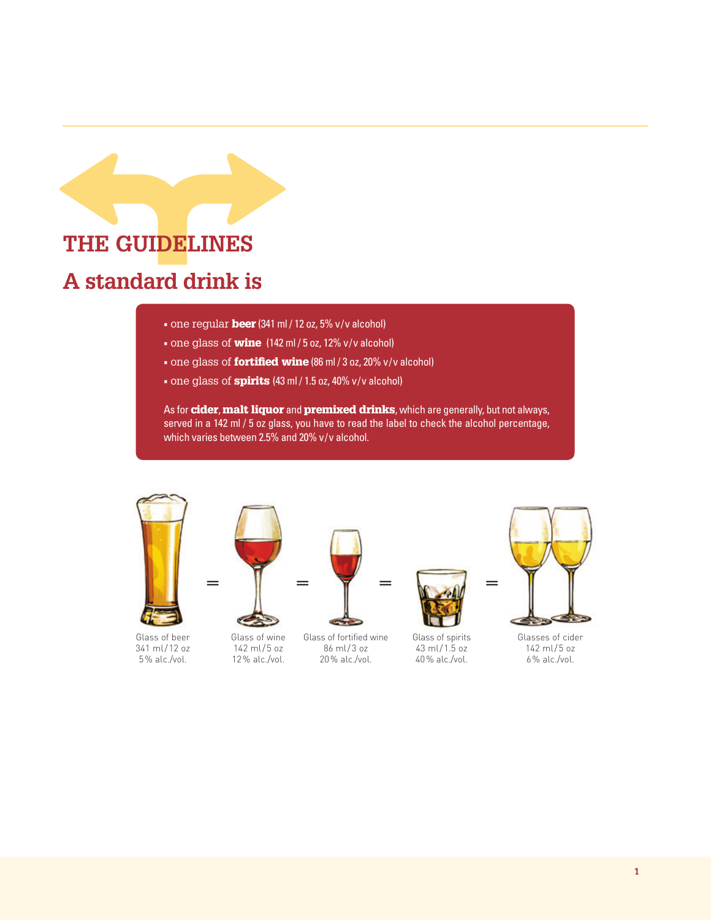# THE GUIDELINES

## A standard drink is

- one regular **beer** (341 ml / 12 oz, 5% v/v alcohol)
- one glass of **wine** (142 ml / 5 oz, 12% v/v alcohol)
- one glass of **fortified wine** (86 ml / 3 oz, 20% v/v alcohol)
- one glass of **spirits** (43 ml / 1.5 oz, 40% v/v alcohol)

As for **cider**, **malt liquor** and **premixed drinks**, which are generally, but not always, served in a 142 ml / 5 oz glass, you have to read the label to check the alcohol percentage, which varies between 2.5% and 20% v/v alcohol.

Glass of beer 341 ml/12 oz 5% alc./vol. = Glass of wine 142 ml/5 oz 12% alc./vol. = Glass of fortified wine 86 ml/3 oz 20% alc./vol. = Glass of spirits 43 ml/1.5 oz 40% alc./vol. = Glasses of cider 142 ml/5 oz 6% alc./vol.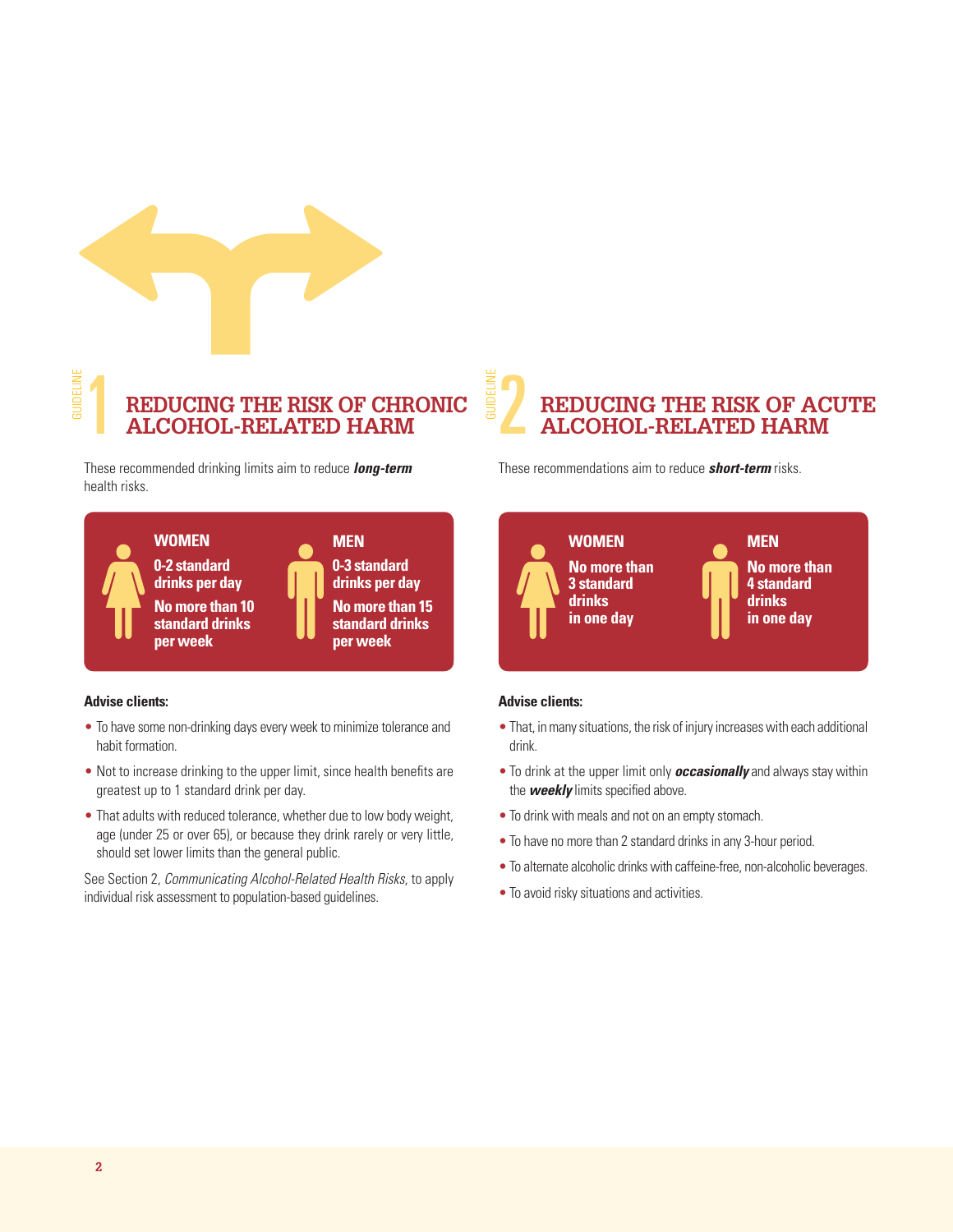## GUIDELINE 1 — REDUCING THE RISK OF CHRONIC ALCOHOL-RELATED HARM

These recommended drinking limits aim to reduce ***long-term*** health risks.

**WOMEN**

**0-2 standard drinks per day**

**No more than 10 standard drinks per week**

**MEN**

**0-3 standard drinks per day**

**No more than 15 standard drinks per week**

**Advise clients:**

- To have some non-drinking days every week to minimize tolerance and habit formation.
- Not to increase drinking to the upper limit, since health benefits are greatest up to 1 standard drink per day.
- That adults with reduced tolerance, whether due to low body weight, age (under 25 or over 65), or because they drink rarely or very little, should set lower limits than the general public.

See Section 2, *Communicating Alcohol-Related Health Risks*, to apply individual risk assessment to population-based guidelines.

## GUIDELINE 2 — REDUCING THE RISK OF ACUTE ALCOHOL-RELATED HARM

These recommendations aim to reduce ***short-term*** risks.

**WOMEN**

**No more than 3 standard drinks in one day**

**MEN**

**No more than 4 standard drinks in one day**

**Advise clients:**

- That, in many situations, the risk of injury increases with each additional drink.
- To drink at the upper limit only ***occasionally*** and always stay within the ***weekly*** limits specified above.
- To drink with meals and not on an empty stomach.
- To have no more than 2 standard drinks in any 3-hour period.
- To alternate alcoholic drinks with caffeine-free, non-alcoholic beverages.
- To avoid risky situations and activities.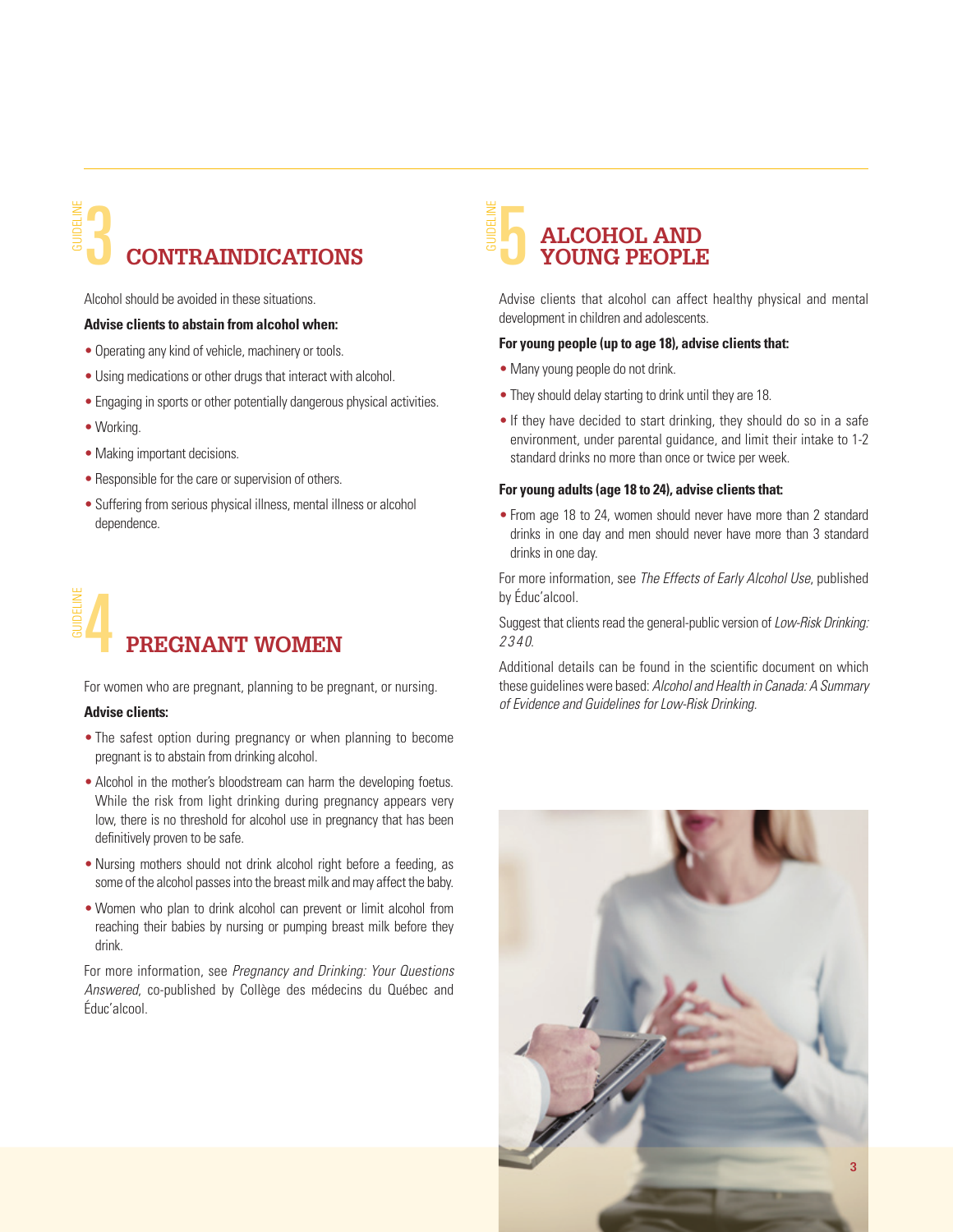## GUIDELINE 3 CONTRAINDICATIONS

Alcohol should be avoided in these situations.

**Advise clients to abstain from alcohol when:**

- Operating any kind of vehicle, machinery or tools.
- Using medications or other drugs that interact with alcohol.
- Engaging in sports or other potentially dangerous physical activities.
- Working.
- Making important decisions.
- Responsible for the care or supervision of others.
- Suffering from serious physical illness, mental illness or alcohol dependence.

## GUIDELINE 4 PREGNANT WOMEN

For women who are pregnant, planning to be pregnant, or nursing.

**Advise clients:**

- The safest option during pregnancy or when planning to become pregnant is to abstain from drinking alcohol.
- Alcohol in the mother's bloodstream can harm the developing foetus. While the risk from light drinking during pregnancy appears very low, there is no threshold for alcohol use in pregnancy that has been definitively proven to be safe.
- Nursing mothers should not drink alcohol right before a feeding, as some of the alcohol passes into the breast milk and may affect the baby.
- Women who plan to drink alcohol can prevent or limit alcohol from reaching their babies by nursing or pumping breast milk before they drink.

For more information, see *Pregnancy and Drinking: Your Questions Answered*, co-published by Collège des médecins du Québec and Éduc'alcool.

## GUIDELINE 5 ALCOHOL AND YOUNG PEOPLE

Advise clients that alcohol can affect healthy physical and mental development in children and adolescents.

**For young people (up to age 18), advise clients that:**

- Many young people do not drink.
- They should delay starting to drink until they are 18.
- If they have decided to start drinking, they should do so in a safe environment, under parental guidance, and limit their intake to 1-2 standard drinks no more than once or twice per week.

**For young adults (age 18 to 24), advise clients that:**

- From age 18 to 24, women should never have more than 2 standard drinks in one day and men should never have more than 3 standard drinks in one day.

For more information, see *The Effects of Early Alcohol Use*, published by Éduc'alcool.

Suggest that clients read the general-public version of *Low-Risk Drinking: 2340*.

Additional details can be found in the scientific document on which these guidelines were based: *Alcohol and Health in Canada: A Summary of Evidence and Guidelines for Low-Risk Drinking.*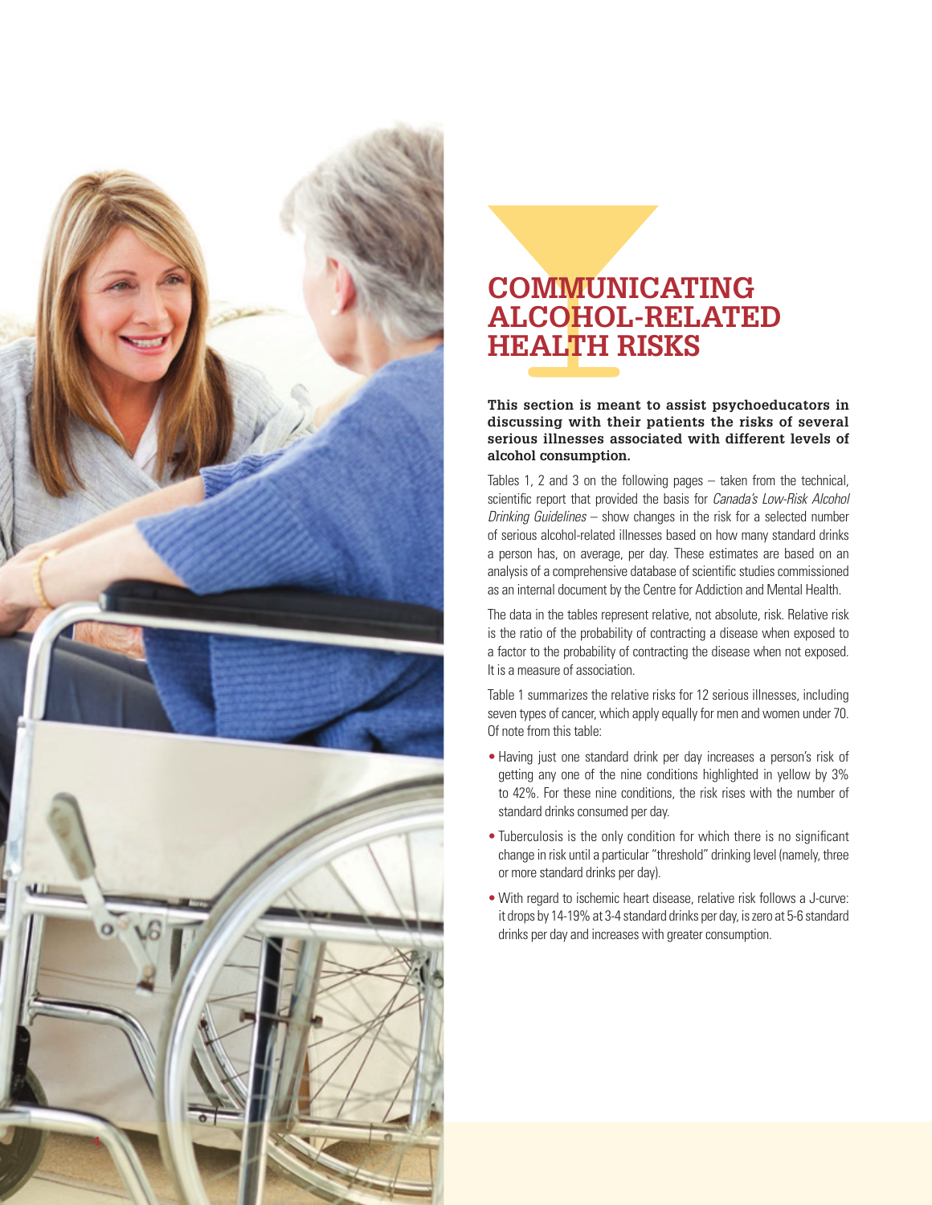# COMMUNICATING ALCOHOL-RELATED HEALTH RISKS

**This section is meant to assist psychoeducators in discussing with their patients the risks of several serious illnesses associated with different levels of alcohol consumption.**

Tables 1, 2 and 3 on the following pages – taken from the technical, scientific report that provided the basis for *Canada's Low-Risk Alcohol Drinking Guidelines* – show changes in the risk for a selected number of serious alcohol-related illnesses based on how many standard drinks a person has, on average, per day. These estimates are based on an analysis of a comprehensive database of scientific studies commissioned as an internal document by the Centre for Addiction and Mental Health.

The data in the tables represent relative, not absolute, risk. Relative risk is the ratio of the probability of contracting a disease when exposed to a factor to the probability of contracting the disease when not exposed. It is a measure of association.

Table 1 summarizes the relative risks for 12 serious illnesses, including seven types of cancer, which apply equally for men and women under 70. Of note from this table:

- Having just one standard drink per day increases a person's risk of getting any one of the nine conditions highlighted in yellow by 3% to 42%. For these nine conditions, the risk rises with the number of standard drinks consumed per day.
- Tuberculosis is the only condition for which there is no significant change in risk until a particular "threshold" drinking level (namely, three or more standard drinks per day).
- With regard to ischemic heart disease, relative risk follows a J-curve: it drops by 14-19% at 3-4 standard drinks per day, is zero at 5-6 standard drinks per day and increases with greater consumption.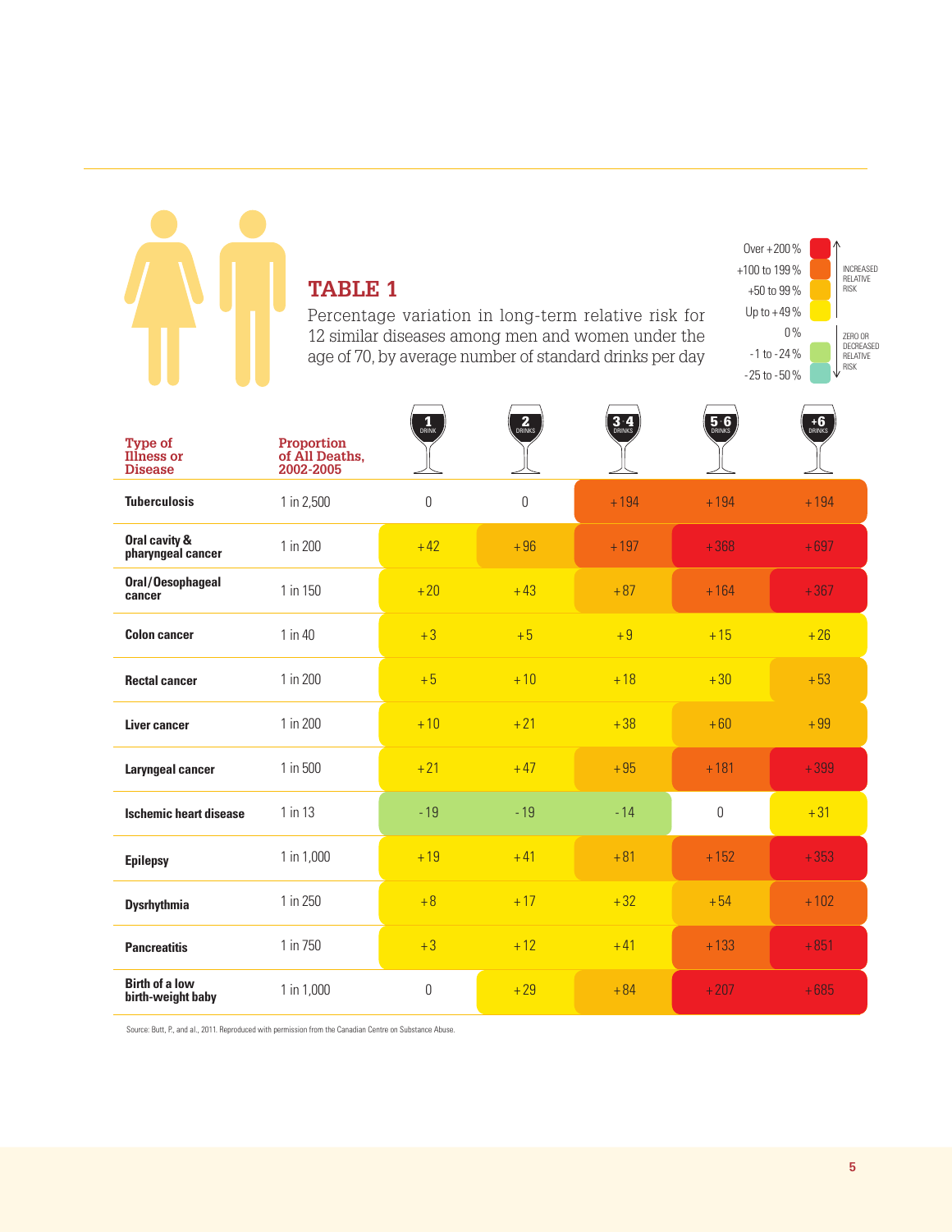## TABLE 1

Percentage variation in long-term relative risk for 12 similar diseases among men and women under the age of 70, by average number of standard drinks per day

| Legend | |
|---|---|
| Over +200 % | INCREASED RELATIVE RISK |
| +100 to 199 % | INCREASED RELATIVE RISK |
| +50 to 99 % | INCREASED RELATIVE RISK |
| Up to +49 % | INCREASED RELATIVE RISK |
| 0 % | ZERO OR DECREASED RELATIVE RISK |
| -1 to -24 % | ZERO OR DECREASED RELATIVE RISK |
| -25 to -50 % | ZERO OR DECREASED RELATIVE RISK |

| Type of Illness or Disease | Proportion of All Deaths, 2002-2005 | 1 DRINK | 2 DRINKS | 3-4 DRINKS | 5-6 DRINKS | +6 DRINKS |
|---|---|---|---|---|---|---|
| Tuberculosis | 1 in 2,500 | 0 | 0 | +194 | +194 | +194 |
| Oral cavity & pharyngeal cancer | 1 in 200 | +42 | +96 | +197 | +368 | +697 |
| Oral/Oesophageal cancer | 1 in 150 | +20 | +43 | +87 | +164 | +367 |
| Colon cancer | 1 in 40 | +3 | +5 | +9 | +15 | +26 |
| Rectal cancer | 1 in 200 | +5 | +10 | +18 | +30 | +53 |
| Liver cancer | 1 in 200 | +10 | +21 | +38 | +60 | +99 |
| Laryngeal cancer | 1 in 500 | +21 | +47 | +95 | +181 | +399 |
| Ischemic heart disease | 1 in 13 | -19 | -19 | -14 | 0 | +31 |
| Epilepsy | 1 in 1,000 | +19 | +41 | +81 | +152 | +353 |
| Dysrhythmia | 1 in 250 | +8 | +17 | +32 | +54 | +102 |
| Pancreatitis | 1 in 750 | +3 | +12 | +41 | +133 | +851 |
| Birth of a low birth-weight baby | 1 in 1,000 | 0 | +29 | +84 | +207 | +685 |

Source: Butt, P., and al., 2011. Reproduced with permission from the Canadian Centre on Substance Abuse.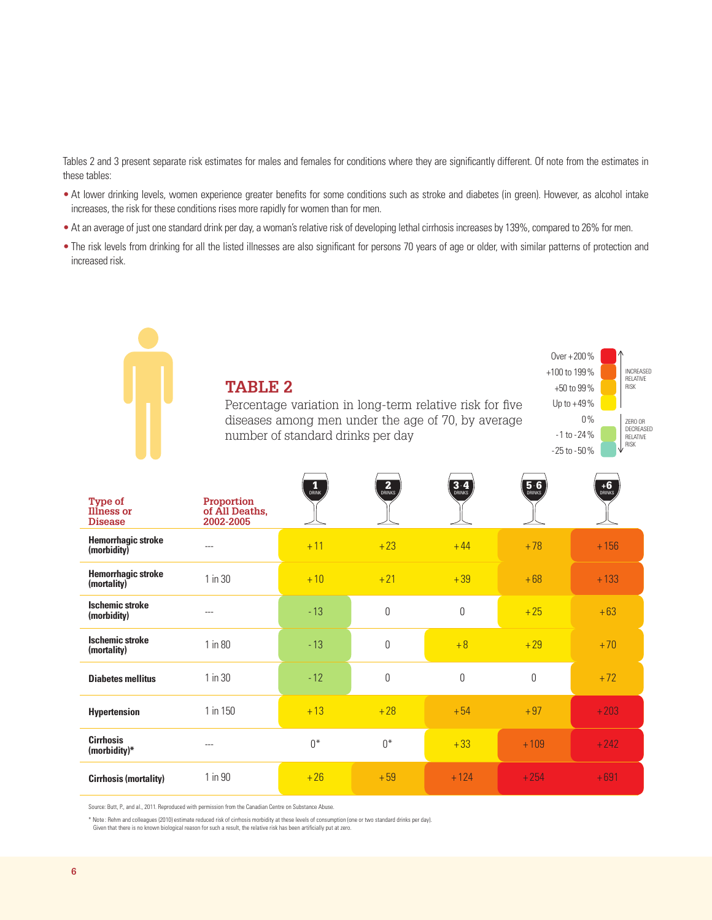Tables 2 and 3 present separate risk estimates for males and females for conditions where they are significantly different. Of note from the estimates in these tables:

- At lower drinking levels, women experience greater benefits for some conditions such as stroke and diabetes (in green). However, as alcohol intake increases, the risk for these conditions rises more rapidly for women than for men.
- At an average of just one standard drink per day, a woman's relative risk of developing lethal cirrhosis increases by 139%, compared to 26% for men.
- The risk levels from drinking for all the listed illnesses are also significant for persons 70 years of age or older, with similar patterns of protection and increased risk.

## TABLE 2

Percentage variation in long-term relative risk for five diseases among men under the age of 70, by average number of standard drinks per day

Legend:
- Over +200 % — INCREASED RELATIVE RISK
- +100 to 199 %
- +50 to 99 %
- Up to +49 %
- 0 % — ZERO OR DECREASED RELATIVE RISK
- -1 to -24 %
- -25 to -50 %

| Type of Illness or Disease | Proportion of All Deaths, 2002-2005 | 1 DRINK | 2 DRINKS | 3-4 DRINKS | 5-6 DRINKS | +6 DRINKS |
|---|---|---|---|---|---|---|
| **Hemorrhagic stroke (morbidity)** | --- | +11 | +23 | +44 | +78 | +156 |
| **Hemorrhagic stroke (mortality)** | 1 in 30 | +10 | +21 | +39 | +68 | +133 |
| **Ischemic stroke (morbidity)** | --- | -13 | 0 | 0 | +25 | +63 |
| **Ischemic stroke (mortality)** | 1 in 80 | -13 | 0 | +8 | +29 | +70 |
| **Diabetes mellitus** | 1 in 30 | -12 | 0 | 0 | 0 | +72 |
| **Hypertension** | 1 in 150 | +13 | +28 | +54 | +97 | +203 |
| **Cirrhosis (morbidity)*** | --- | 0* | 0* | +33 | +109 | +242 |
| **Cirrhosis (mortality)** | 1 in 90 | +26 | +59 | +124 | +254 | +691 |

Source: Butt, P., and al., 2011. Reproduced with permission from the Canadian Centre on Substance Abuse.

* Note: Rehm and colleagues (2010) estimate reduced risk of cirrhosis morbidity at these levels of consumption (one or two standard drinks per day). Given that there is no known biological reason for such a result, the relative risk has been artificially put at zero.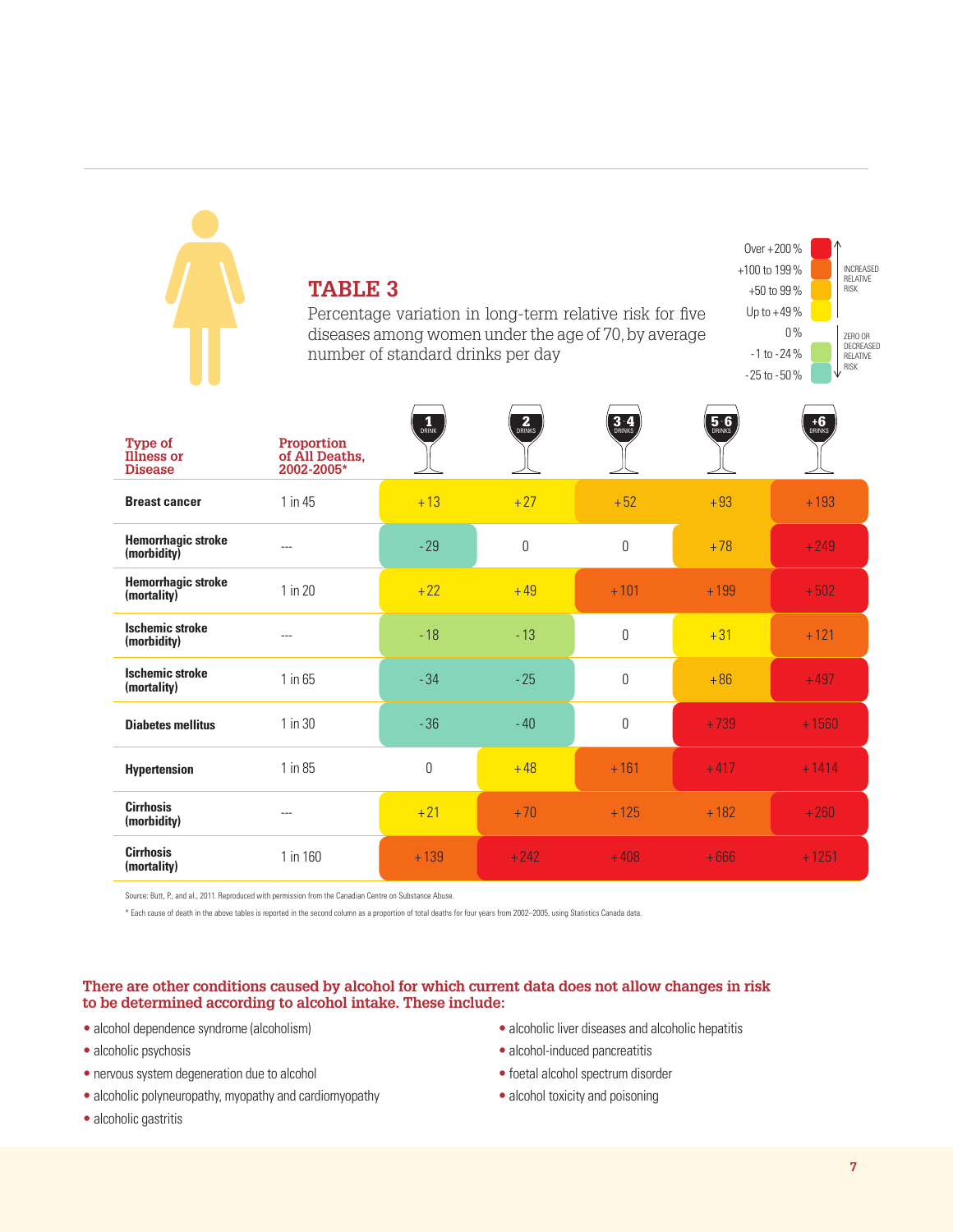## TABLE 3

Percentage variation in long-term relative risk for five diseases among women under the age of 70, by average number of standard drinks per day

| Legend | |
|---|---|
| Over +200 % | INCREASED RELATIVE RISK |
| +100 to 199 % | INCREASED RELATIVE RISK |
| +50 to 99 % | INCREASED RELATIVE RISK |
| Up to +49 % | INCREASED RELATIVE RISK |
| 0 % | ZERO OR DECREASED RELATIVE RISK |
| -1 to -24 % | ZERO OR DECREASED RELATIVE RISK |
| -25 to -50 % | ZERO OR DECREASED RELATIVE RISK |

| Type of Illness or Disease | Proportion of All Deaths, 2002-2005* | 1 DRINK | 2 DRINKS | 3-4 DRINKS | 5-6 DRINKS | +6 DRINKS |
|---|---|---|---|---|---|---|
| **Breast cancer** | 1 in 45 | +13 | +27 | +52 | +93 | +193 |
| **Hemorrhagic stroke (morbidity)** | --- | -29 | 0 | 0 | +78 | +249 |
| **Hemorrhagic stroke (mortality)** | 1 in 20 | +22 | +49 | +101 | +199 | +502 |
| **Ischemic stroke (morbidity)** | --- | -18 | -13 | 0 | +31 | +121 |
| **Ischemic stroke (mortality)** | 1 in 65 | -34 | -25 | 0 | +86 | +497 |
| **Diabetes mellitus** | 1 in 30 | -36 | -40 | 0 | +739 | +1560 |
| **Hypertension** | 1 in 85 | 0 | +48 | +161 | +417 | +1414 |
| **Cirrhosis (morbidity)** | --- | +21 | +70 | +125 | +182 | +260 |
| **Cirrhosis (mortality)** | 1 in 160 | +139 | +242 | +408 | +666 | +1251 |

Source: Butt, P., and al., 2011. Reproduced with permission from the Canadian Centre on Substance Abuse.

* Each cause of death in the above tables is reported in the second column as a proportion of total deaths for four years from 2002–2005, using Statistics Canada data.

### There are other conditions caused by alcohol for which current data does not allow changes in risk to be determined according to alcohol intake. These include:

- alcohol dependence syndrome (alcoholism)
- alcoholic psychosis
- nervous system degeneration due to alcohol
- alcoholic polyneuropathy, myopathy and cardiomyopathy
- alcoholic gastritis
- alcoholic liver diseases and alcoholic hepatitis
- alcohol-induced pancreatitis
- foetal alcohol spectrum disorder
- alcohol toxicity and poisoning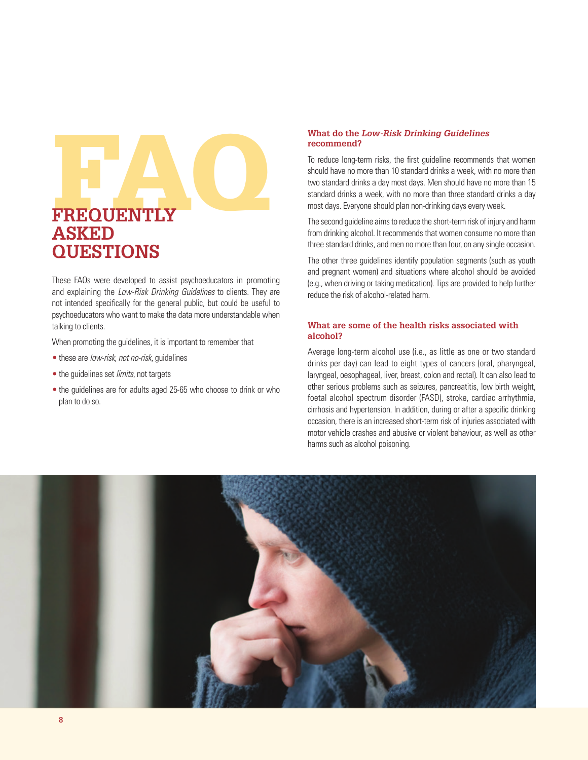# FAQ FREQUENTLY ASKED QUESTIONS

These FAQs were developed to assist psychoeducators in promoting and explaining the *Low-Risk Drinking Guidelines* to clients. They are not intended specifically for the general public, but could be useful to psychoeducators who want to make the data more understandable when talking to clients.

When promoting the guidelines, it is important to remember that

- these are *low-risk, not no-risk*, guidelines
- the guidelines set *limits*, not targets
- the guidelines are for adults aged 25-65 who choose to drink or who plan to do so.

### What do the *Low-Risk Drinking Guidelines* recommend?

To reduce long-term risks, the first guideline recommends that women should have no more than 10 standard drinks a week, with no more than two standard drinks a day most days. Men should have no more than 15 standard drinks a week, with no more than three standard drinks a day most days. Everyone should plan non-drinking days every week.

The second guideline aims to reduce the short-term risk of injury and harm from drinking alcohol. It recommends that women consume no more than three standard drinks, and men no more than four, on any single occasion.

The other three guidelines identify population segments (such as youth and pregnant women) and situations where alcohol should be avoided (e.g., when driving or taking medication). Tips are provided to help further reduce the risk of alcohol-related harm.

### What are some of the health risks associated with alcohol?

Average long-term alcohol use (i.e., as little as one or two standard drinks per day) can lead to eight types of cancers (oral, pharyngeal, laryngeal, oesophageal, liver, breast, colon and rectal). It can also lead to other serious problems such as seizures, pancreatitis, low birth weight, foetal alcohol spectrum disorder (FASD), stroke, cardiac arrhythmia, cirrhosis and hypertension. In addition, during or after a specific drinking occasion, there is an increased short-term risk of injuries associated with motor vehicle crashes and abusive or violent behaviour, as well as other harms such as alcohol poisoning.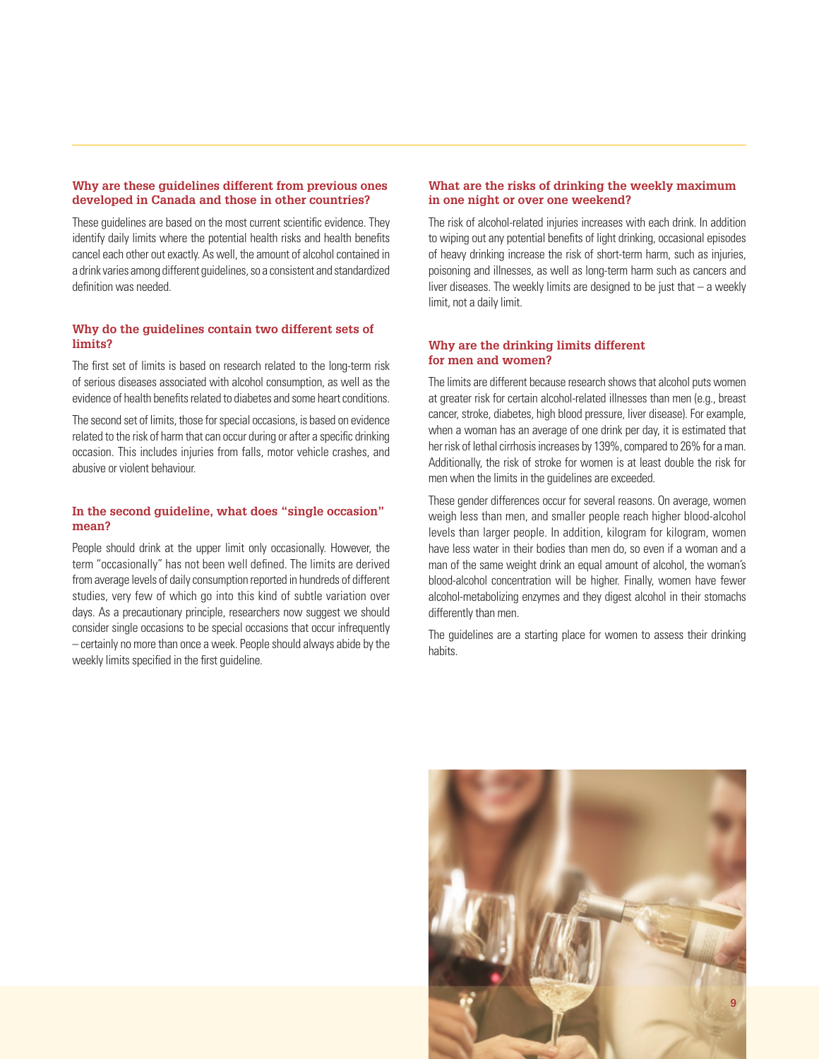### Why are these guidelines different from previous ones developed in Canada and those in other countries?

These guidelines are based on the most current scientific evidence. They identify daily limits where the potential health risks and health benefits cancel each other out exactly. As well, the amount of alcohol contained in a drink varies among different guidelines, so a consistent and standardized definition was needed.

### Why do the guidelines contain two different sets of limits?

The first set of limits is based on research related to the long-term risk of serious diseases associated with alcohol consumption, as well as the evidence of health benefits related to diabetes and some heart conditions.

The second set of limits, those for special occasions, is based on evidence related to the risk of harm that can occur during or after a specific drinking occasion. This includes injuries from falls, motor vehicle crashes, and abusive or violent behaviour.

### In the second guideline, what does "single occasion" mean?

People should drink at the upper limit only occasionally. However, the term "occasionally" has not been well defined. The limits are derived from average levels of daily consumption reported in hundreds of different studies, very few of which go into this kind of subtle variation over days. As a precautionary principle, researchers now suggest we should consider single occasions to be special occasions that occur infrequently – certainly no more than once a week. People should always abide by the weekly limits specified in the first guideline.

### What are the risks of drinking the weekly maximum in one night or over one weekend?

The risk of alcohol-related injuries increases with each drink. In addition to wiping out any potential benefits of light drinking, occasional episodes of heavy drinking increase the risk of short-term harm, such as injuries, poisoning and illnesses, as well as long-term harm such as cancers and liver diseases. The weekly limits are designed to be just that – a weekly limit, not a daily limit.

### Why are the drinking limits different for men and women?

The limits are different because research shows that alcohol puts women at greater risk for certain alcohol-related illnesses than men (e.g., breast cancer, stroke, diabetes, high blood pressure, liver disease). For example, when a woman has an average of one drink per day, it is estimated that her risk of lethal cirrhosis increases by 139%, compared to 26% for a man. Additionally, the risk of stroke for women is at least double the risk for men when the limits in the guidelines are exceeded.

These gender differences occur for several reasons. On average, women weigh less than men, and smaller people reach higher blood-alcohol levels than larger people. In addition, kilogram for kilogram, women have less water in their bodies than men do, so even if a woman and a man of the same weight drink an equal amount of alcohol, the woman's blood-alcohol concentration will be higher. Finally, women have fewer alcohol-metabolizing enzymes and they digest alcohol in their stomachs differently than men.

The guidelines are a starting place for women to assess their drinking habits.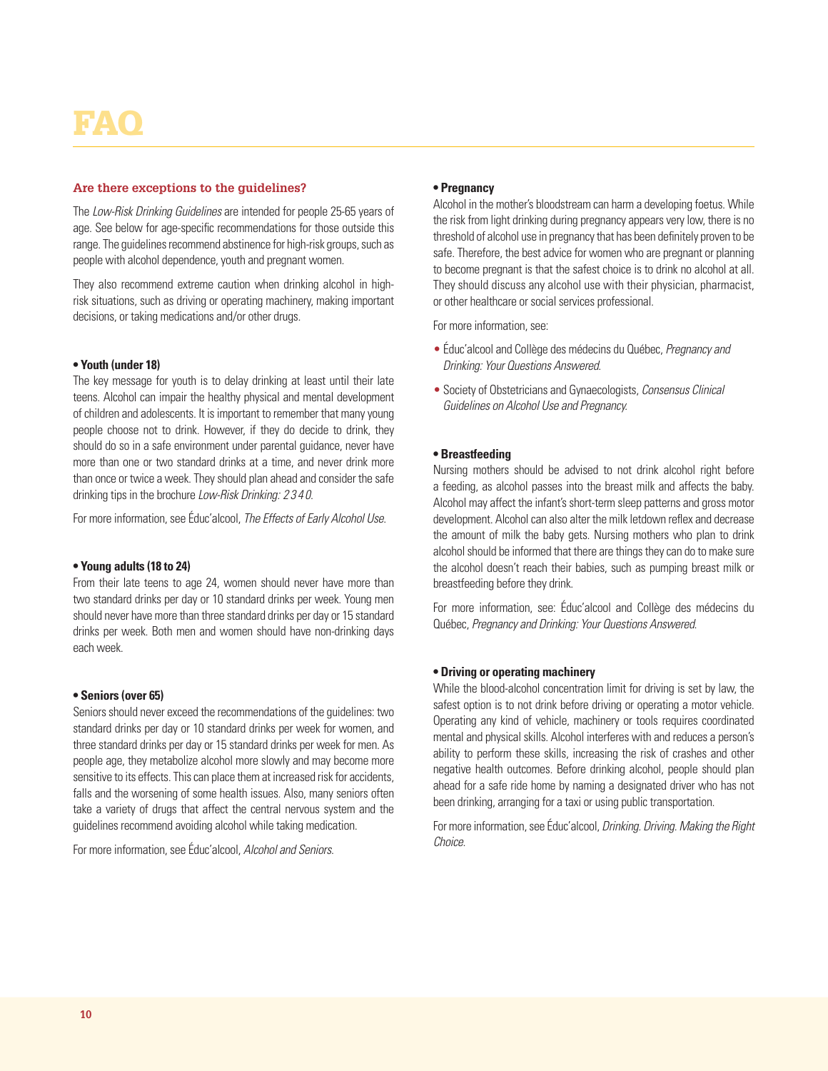# FAQ

### Are there exceptions to the guidelines?

The *Low-Risk Drinking Guidelines* are intended for people 25-65 years of age. See below for age-specific recommendations for those outside this range. The guidelines recommend abstinence for high-risk groups, such as people with alcohol dependence, youth and pregnant women.

They also recommend extreme caution when drinking alcohol in high-risk situations, such as driving or operating machinery, making important decisions, or taking medications and/or other drugs.

**• Youth (under 18)**

The key message for youth is to delay drinking at least until their late teens. Alcohol can impair the healthy physical and mental development of children and adolescents. It is important to remember that many young people choose not to drink. However, if they do decide to drink, they should do so in a safe environment under parental guidance, never have more than one or two standard drinks at a time, and never drink more than once or twice a week. They should plan ahead and consider the safe drinking tips in the brochure *Low-Risk Drinking: 2 3 4 0*.

For more information, see Éduc'alcool, *The Effects of Early Alcohol Use*.

**• Young adults (18 to 24)**

From their late teens to age 24, women should never have more than two standard drinks per day or 10 standard drinks per week. Young men should never have more than three standard drinks per day or 15 standard drinks per week. Both men and women should have non-drinking days each week.

**• Seniors (over 65)**

Seniors should never exceed the recommendations of the guidelines: two standard drinks per day or 10 standard drinks per week for women, and three standard drinks per day or 15 standard drinks per week for men. As people age, they metabolize alcohol more slowly and may become more sensitive to its effects. This can place them at increased risk for accidents, falls and the worsening of some health issues. Also, many seniors often take a variety of drugs that affect the central nervous system and the guidelines recommend avoiding alcohol while taking medication.

For more information, see Éduc'alcool, *Alcohol and Seniors*.

**• Pregnancy**

Alcohol in the mother's bloodstream can harm a developing foetus. While the risk from light drinking during pregnancy appears very low, there is no threshold of alcohol use in pregnancy that has been definitely proven to be safe. Therefore, the best advice for women who are pregnant or planning to become pregnant is that the safest choice is to drink no alcohol at all. They should discuss any alcohol use with their physician, pharmacist, or other healthcare or social services professional.

For more information, see:

- Éduc'alcool and Collège des médecins du Québec, *Pregnancy and Drinking: Your Questions Answered.*
- Society of Obstetricians and Gynaecologists, *Consensus Clinical Guidelines on Alcohol Use and Pregnancy.*

**• Breastfeeding**

Nursing mothers should be advised to not drink alcohol right before a feeding, as alcohol passes into the breast milk and affects the baby. Alcohol may affect the infant's short-term sleep patterns and gross motor development. Alcohol can also alter the milk letdown reflex and decrease the amount of milk the baby gets. Nursing mothers who plan to drink alcohol should be informed that there are things they can do to make sure the alcohol doesn't reach their babies, such as pumping breast milk or breastfeeding before they drink.

For more information, see: Éduc'alcool and Collège des médecins du Québec, *Pregnancy and Drinking: Your Questions Answered.*

**• Driving or operating machinery**

While the blood-alcohol concentration limit for driving is set by law, the safest option is to not drink before driving or operating a motor vehicle. Operating any kind of vehicle, machinery or tools requires coordinated mental and physical skills. Alcohol interferes with and reduces a person's ability to perform these skills, increasing the risk of crashes and other negative health outcomes. Before drinking alcohol, people should plan ahead for a safe ride home by naming a designated driver who has not been drinking, arranging for a taxi or using public transportation.

For more information, see Éduc'alcool, *Drinking. Driving. Making the Right Choice.*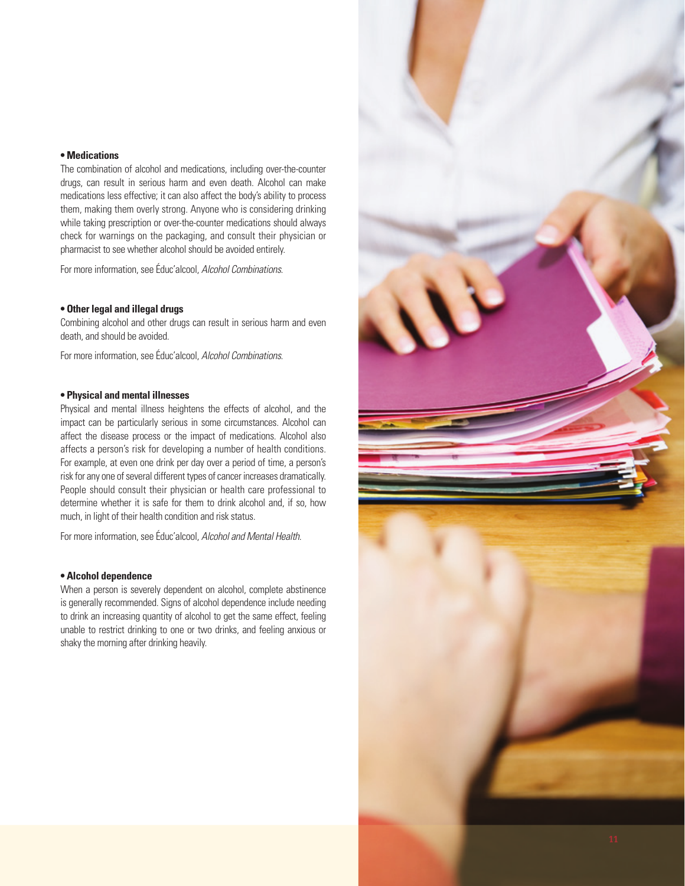- **Medications**

The combination of alcohol and medications, including over-the-counter drugs, can result in serious harm and even death. Alcohol can make medications less effective; it can also affect the body's ability to process them, making them overly strong. Anyone who is considering drinking while taking prescription or over-the-counter medications should always check for warnings on the packaging, and consult their physician or pharmacist to see whether alcohol should be avoided entirely.

For more information, see Éduc'alcool, *Alcohol Combinations*.

- **Other legal and illegal drugs**

Combining alcohol and other drugs can result in serious harm and even death, and should be avoided.

For more information, see Éduc'alcool, *Alcohol Combinations*.

- **Physical and mental illnesses**

Physical and mental illness heightens the effects of alcohol, and the impact can be particularly serious in some circumstances. Alcohol can affect the disease process or the impact of medications. Alcohol also affects a person's risk for developing a number of health conditions. For example, at even one drink per day over a period of time, a person's risk for any one of several different types of cancer increases dramatically. People should consult their physician or health care professional to determine whether it is safe for them to drink alcohol and, if so, how much, in light of their health condition and risk status.

For more information, see Éduc'alcool, *Alcohol and Mental Health*.

- **Alcohol dependence**

When a person is severely dependent on alcohol, complete abstinence is generally recommended. Signs of alcohol dependence include needing to drink an increasing quantity of alcohol to get the same effect, feeling unable to restrict drinking to one or two drinks, and feeling anxious or shaky the morning after drinking heavily.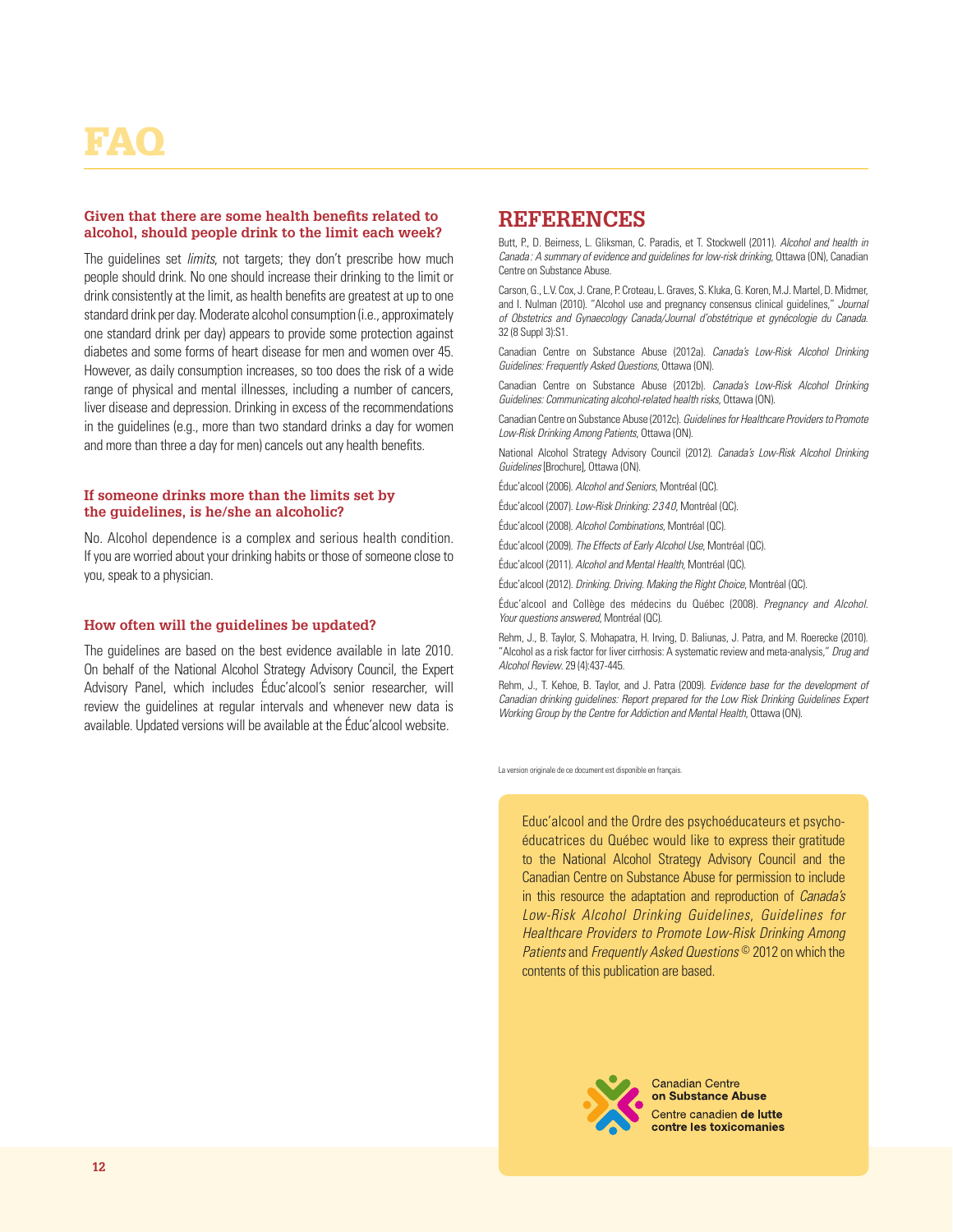# FAQ

### Given that there are some health benefits related to alcohol, should people drink to the limit each week?

The guidelines set *limits*, not targets; they don't prescribe how much people should drink. No one should increase their drinking to the limit or drink consistently at the limit, as health benefits are greatest at up to one standard drink per day. Moderate alcohol consumption (i.e., approximately one standard drink per day) appears to provide some protection against diabetes and some forms of heart disease for men and women over 45. However, as daily consumption increases, so too does the risk of a wide range of physical and mental illnesses, including a number of cancers, liver disease and depression. Drinking in excess of the recommendations in the guidelines (e.g., more than two standard drinks a day for women and more than three a day for men) cancels out any health benefits.

### If someone drinks more than the limits set by the guidelines, is he/she an alcoholic?

No. Alcohol dependence is a complex and serious health condition. If you are worried about your drinking habits or those of someone close to you, speak to a physician.

### How often will the guidelines be updated?

The guidelines are based on the best evidence available in late 2010. On behalf of the National Alcohol Strategy Advisory Council, the Expert Advisory Panel, which includes Éduc'alcool's senior researcher, will review the guidelines at regular intervals and whenever new data is available. Updated versions will be available at the Éduc'alcool website.

## REFERENCES

Butt, P., D. Beirness, L. Gliksman, C. Paradis, et T. Stockwell (2011). *Alcohol and health in Canada : A summary of evidence and guidelines for low-risk drinking*, Ottawa (ON), Canadian Centre on Substance Abuse.

Carson, G., L.V. Cox, J. Crane, P. Croteau, L. Graves, S. Kluka, G. Koren, M.J. Martel, D. Midmer, and I. Nulman (2010). "Alcohol use and pregnancy consensus clinical guidelines," *Journal of Obstetrics and Gynaecology Canada/Journal d'obstétrique et gynécologie du Canada.* 32 (8 Suppl 3):S1.

Canadian Centre on Substance Abuse (2012a). *Canada's Low-Risk Alcohol Drinking Guidelines: Frequently Asked Questions*, Ottawa (ON).

Canadian Centre on Substance Abuse (2012b). *Canada's Low-Risk Alcohol Drinking Guidelines: Communicating alcohol-related health risks*, Ottawa (ON).

Canadian Centre on Substance Abuse (2012c). *Guidelines for Healthcare Providers to Promote Low-Risk Drinking Among Patients*, Ottawa (ON).

National Alcohol Strategy Advisory Council (2012). *Canada's Low-Risk Alcohol Drinking Guidelines* [Brochure], Ottawa (ON).

Éduc'alcool (2006). *Alcohol and Seniors*, Montréal (QC).

Éduc'alcool (2007). *Low-Risk Drinking: 2340*, Montréal (QC).

Éduc'alcool (2008). *Alcohol Combinations*, Montréal (QC).

Éduc'alcool (2009). *The Effects of Early Alcohol Use*, Montréal (QC).

Éduc'alcool (2011). *Alcohol and Mental Health*, Montréal (QC).

Éduc'alcool (2012). *Drinking. Driving. Making the Right Choice*, Montréal (QC).

Éduc'alcool and Collège des médecins du Québec (2008). *Pregnancy and Alcohol. Your questions answered*, Montréal (QC).

Rehm, J., B. Taylor, S. Mohapatra, H. Irving, D. Baliunas, J. Patra, and M. Roerecke (2010). "Alcohol as a risk factor for liver cirrhosis: A systematic review and meta-analysis," *Drug and Alcohol Review.* 29 (4):437-445.

Rehm, J., T. Kehoe, B. Taylor, and J. Patra (2009). *Evidence base for the development of Canadian drinking guidelines: Report prepared for the Low Risk Drinking Guidelines Expert Working Group by the Centre for Addiction and Mental Health*, Ottawa (ON).

La version originale de ce document est disponible en français.

Educ'alcool and the Ordre des psychoéducateurs et psychoéducatrices du Québec would like to express their gratitude to the National Alcohol Strategy Advisory Council and the Canadian Centre on Substance Abuse for permission to include in this resource the adaptation and reproduction of *Canada's Low-Risk Alcohol Drinking Guidelines*, *Guidelines for Healthcare Providers to Promote Low-Risk Drinking Among Patients* and *Frequently Asked Questions* © 2012 on which the contents of this publication are based.

Canadian Centre on Substance Abuse
Centre canadien de lutte contre les toxicomanies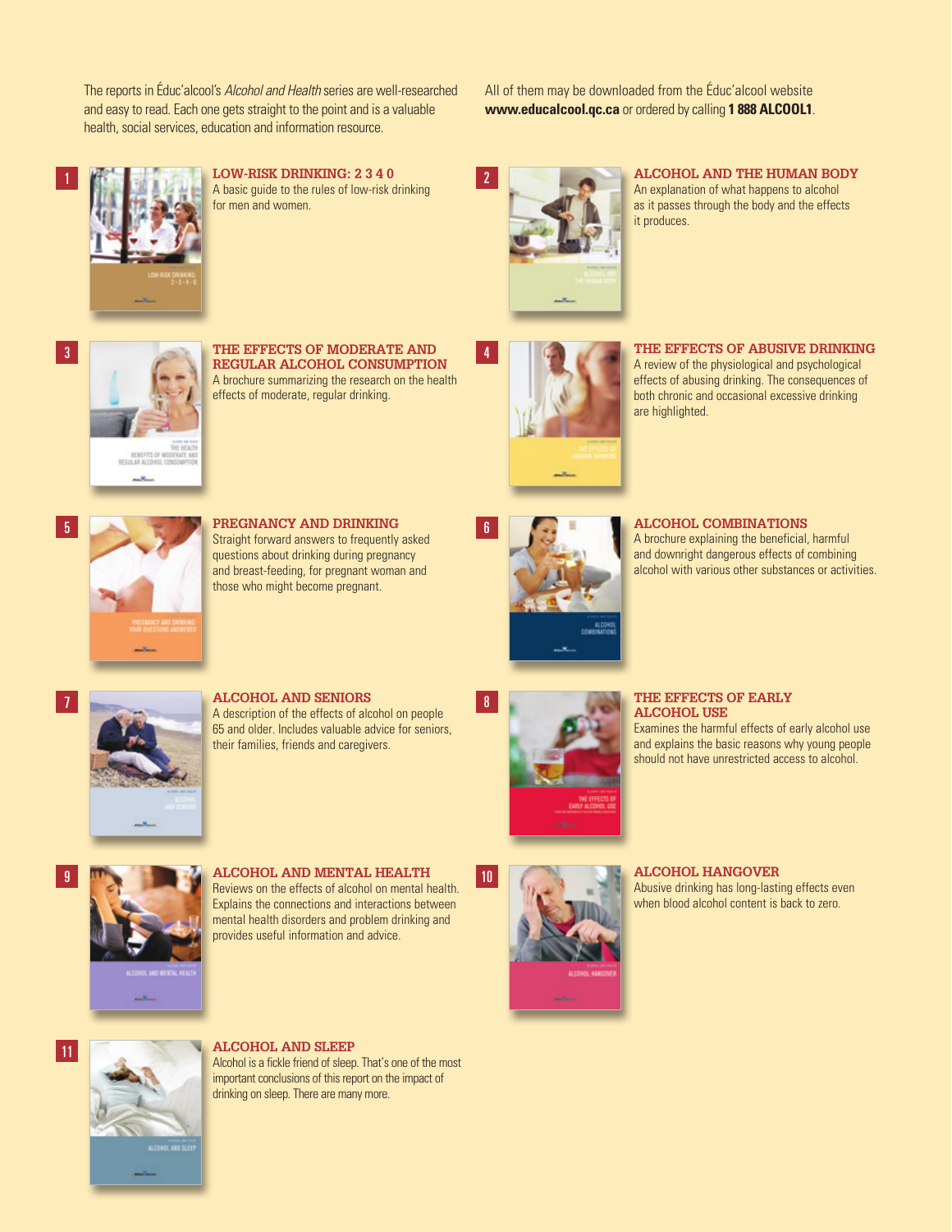The reports in Éduc'alcool's *Alcohol and Health* series are well-researched and easy to read. Each one gets straight to the point and is a valuable health, social services, education and information resource.

All of them may be downloaded from the Éduc'alcool website **www.educalcool.qc.ca** or ordered by calling **1 888 ALCOOL1**.

**1**

### LOW-RISK DRINKING: 2 3 4 0

A basic guide to the rules of low-risk drinking for men and women.

**2**

### ALCOHOL AND THE HUMAN BODY

An explanation of what happens to alcohol as it passes through the body and the effects it produces.

**3**

### THE EFFECTS OF MODERATE AND REGULAR ALCOHOL CONSUMPTION

A brochure summarizing the research on the health effects of moderate, regular drinking.

**4**

### THE EFFECTS OF ABUSIVE DRINKING

A review of the physiological and psychological effects of abusing drinking. The consequences of both chronic and occasional excessive drinking are highlighted.

**5**

### PREGNANCY AND DRINKING

Straight forward answers to frequently asked questions about drinking during pregnancy and breast-feeding, for pregnant woman and those who might become pregnant.

**6**

### ALCOHOL COMBINATIONS

A brochure explaining the beneficial, harmful and downright dangerous effects of combining alcohol with various other substances or activities.

**7**

### ALCOHOL AND SENIORS

A description of the effects of alcohol on people 65 and older. Includes valuable advice for seniors, their families, friends and caregivers.

**8**

### THE EFFECTS OF EARLY ALCOHOL USE

Examines the harmful effects of early alcohol use and explains the basic reasons why young people should not have unrestricted access to alcohol.

**9**

### ALCOHOL AND MENTAL HEALTH

Reviews on the effects of alcohol on mental health. Explains the connections and interactions between mental health disorders and problem drinking and provides useful information and advice.

**10**

### ALCOHOL HANGOVER

Abusive drinking has long-lasting effects even when blood alcohol content is back to zero.

**11**

### ALCOHOL AND SLEEP

Alcohol is a fickle friend of sleep. That's one of the most important conclusions of this report on the impact of drinking on sleep. There are many more.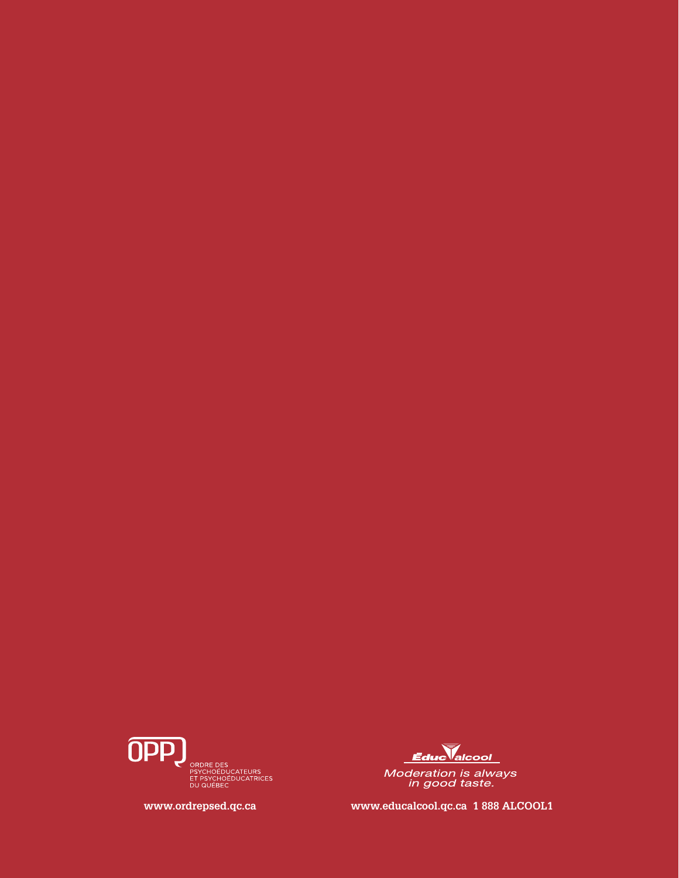OPPQ

ORDRE DES PSYCHOÉDUCATEURS ET PSYCHOÉDUCATRICES DU QUÉBEC

www.ordrepsed.qc.ca

Éduc'alcool

*Moderation is always in good taste.*

www.educalcool.qc.ca 1 888 ALCOOL1